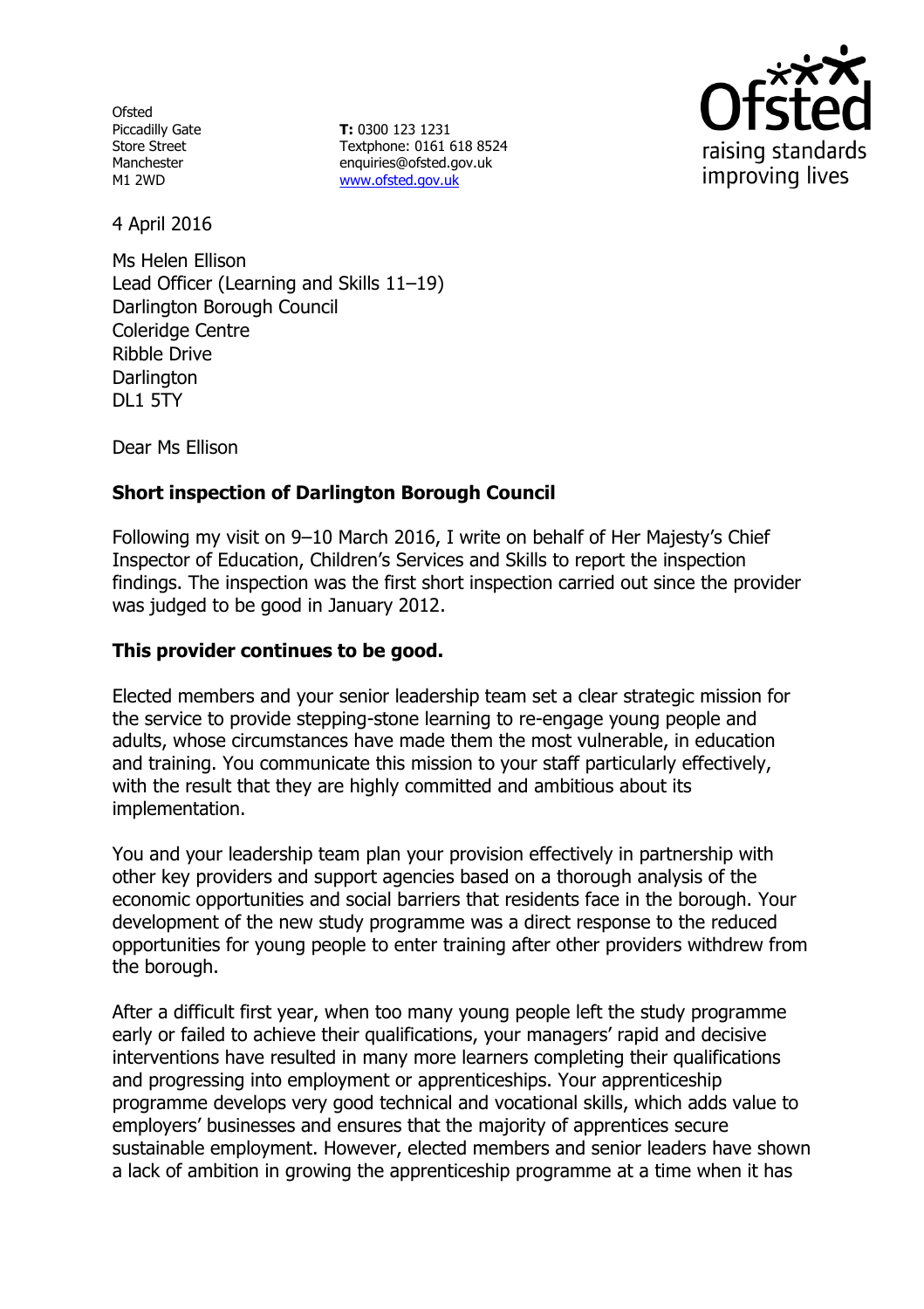Ofsted
Piccadilly Gate
Store Street
Manchester
M1 2WD

**T:** 0300 123 1231
Textphone: 0161 618 8524
enquiries@ofsted.gov.uk
www.ofsted.gov.uk

4 April 2016

Ms Helen Ellison
Lead Officer (Learning and Skills 11–19)
Darlington Borough Council
Coleridge Centre
Ribble Drive
Darlington
DL1 5TY

Dear Ms Ellison

**Short inspection of Darlington Borough Council**

Following my visit on 9–10 March 2016, I write on behalf of Her Majesty's Chief Inspector of Education, Children's Services and Skills to report the inspection findings. The inspection was the first short inspection carried out since the provider was judged to be good in January 2012.

**This provider continues to be good.**

Elected members and your senior leadership team set a clear strategic mission for the service to provide stepping-stone learning to re-engage young people and adults, whose circumstances have made them the most vulnerable, in education and training. You communicate this mission to your staff particularly effectively, with the result that they are highly committed and ambitious about its implementation.

You and your leadership team plan your provision effectively in partnership with other key providers and support agencies based on a thorough analysis of the economic opportunities and social barriers that residents face in the borough. Your development of the new study programme was a direct response to the reduced opportunities for young people to enter training after other providers withdrew from the borough.

After a difficult first year, when too many young people left the study programme early or failed to achieve their qualifications, your managers' rapid and decisive interventions have resulted in many more learners completing their qualifications and progressing into employment or apprenticeships. Your apprenticeship programme develops very good technical and vocational skills, which adds value to employers' businesses and ensures that the majority of apprentices secure sustainable employment. However, elected members and senior leaders have shown a lack of ambition in growing the apprenticeship programme at a time when it has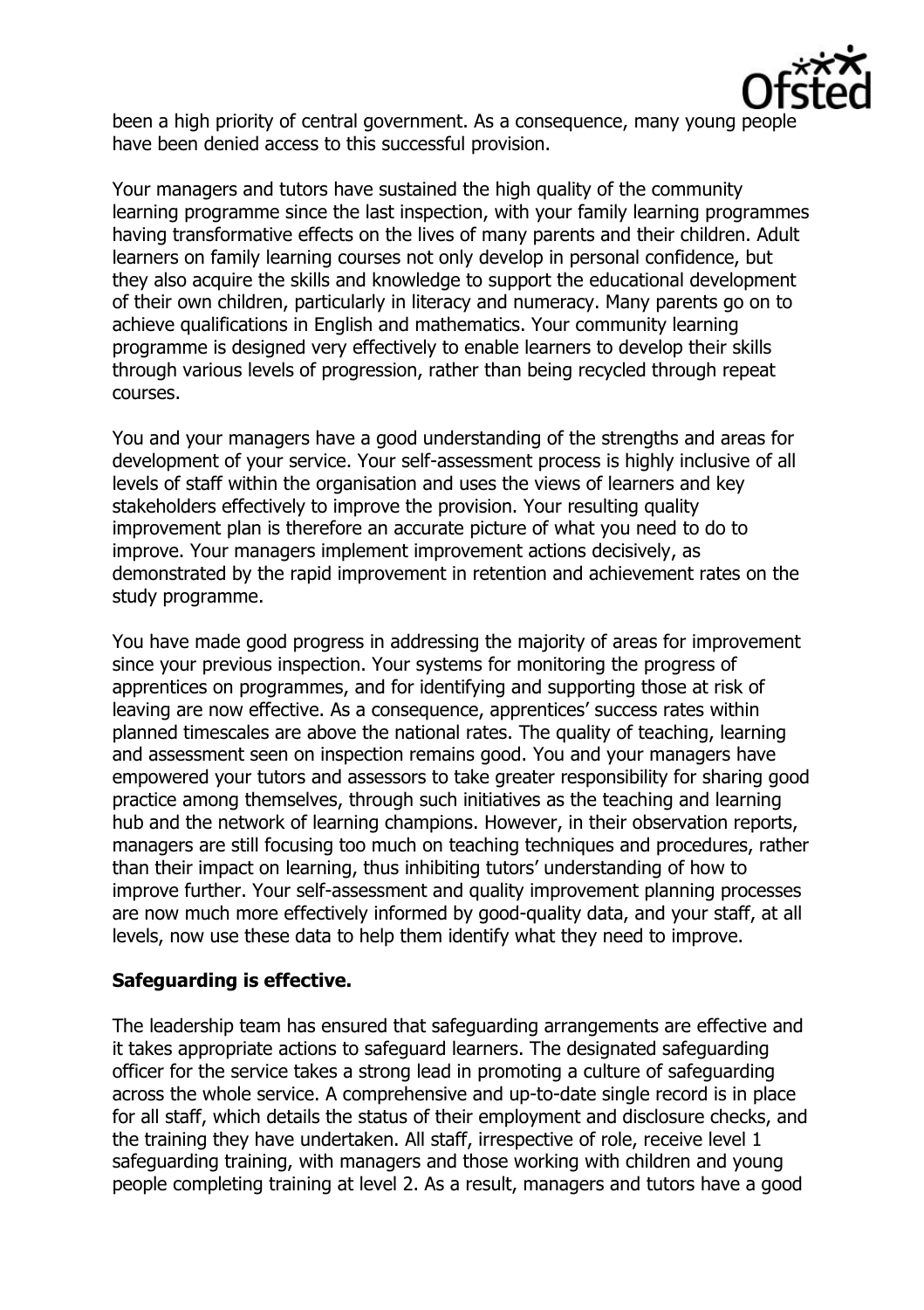been a high priority of central government. As a consequence, many young people have been denied access to this successful provision.

Your managers and tutors have sustained the high quality of the community learning programme since the last inspection, with your family learning programmes having transformative effects on the lives of many parents and their children. Adult learners on family learning courses not only develop in personal confidence, but they also acquire the skills and knowledge to support the educational development of their own children, particularly in literacy and numeracy. Many parents go on to achieve qualifications in English and mathematics. Your community learning programme is designed very effectively to enable learners to develop their skills through various levels of progression, rather than being recycled through repeat courses.

You and your managers have a good understanding of the strengths and areas for development of your service. Your self-assessment process is highly inclusive of all levels of staff within the organisation and uses the views of learners and key stakeholders effectively to improve the provision. Your resulting quality improvement plan is therefore an accurate picture of what you need to do to improve. Your managers implement improvement actions decisively, as demonstrated by the rapid improvement in retention and achievement rates on the study programme.

You have made good progress in addressing the majority of areas for improvement since your previous inspection. Your systems for monitoring the progress of apprentices on programmes, and for identifying and supporting those at risk of leaving are now effective. As a consequence, apprentices' success rates within planned timescales are above the national rates. The quality of teaching, learning and assessment seen on inspection remains good. You and your managers have empowered your tutors and assessors to take greater responsibility for sharing good practice among themselves, through such initiatives as the teaching and learning hub and the network of learning champions. However, in their observation reports, managers are still focusing too much on teaching techniques and procedures, rather than their impact on learning, thus inhibiting tutors' understanding of how to improve further. Your self-assessment and quality improvement planning processes are now much more effectively informed by good-quality data, and your staff, at all levels, now use these data to help them identify what they need to improve.

## Safeguarding is effective.

The leadership team has ensured that safeguarding arrangements are effective and it takes appropriate actions to safeguard learners. The designated safeguarding officer for the service takes a strong lead in promoting a culture of safeguarding across the whole service. A comprehensive and up-to-date single record is in place for all staff, which details the status of their employment and disclosure checks, and the training they have undertaken. All staff, irrespective of role, receive level 1 safeguarding training, with managers and those working with children and young people completing training at level 2. As a result, managers and tutors have a good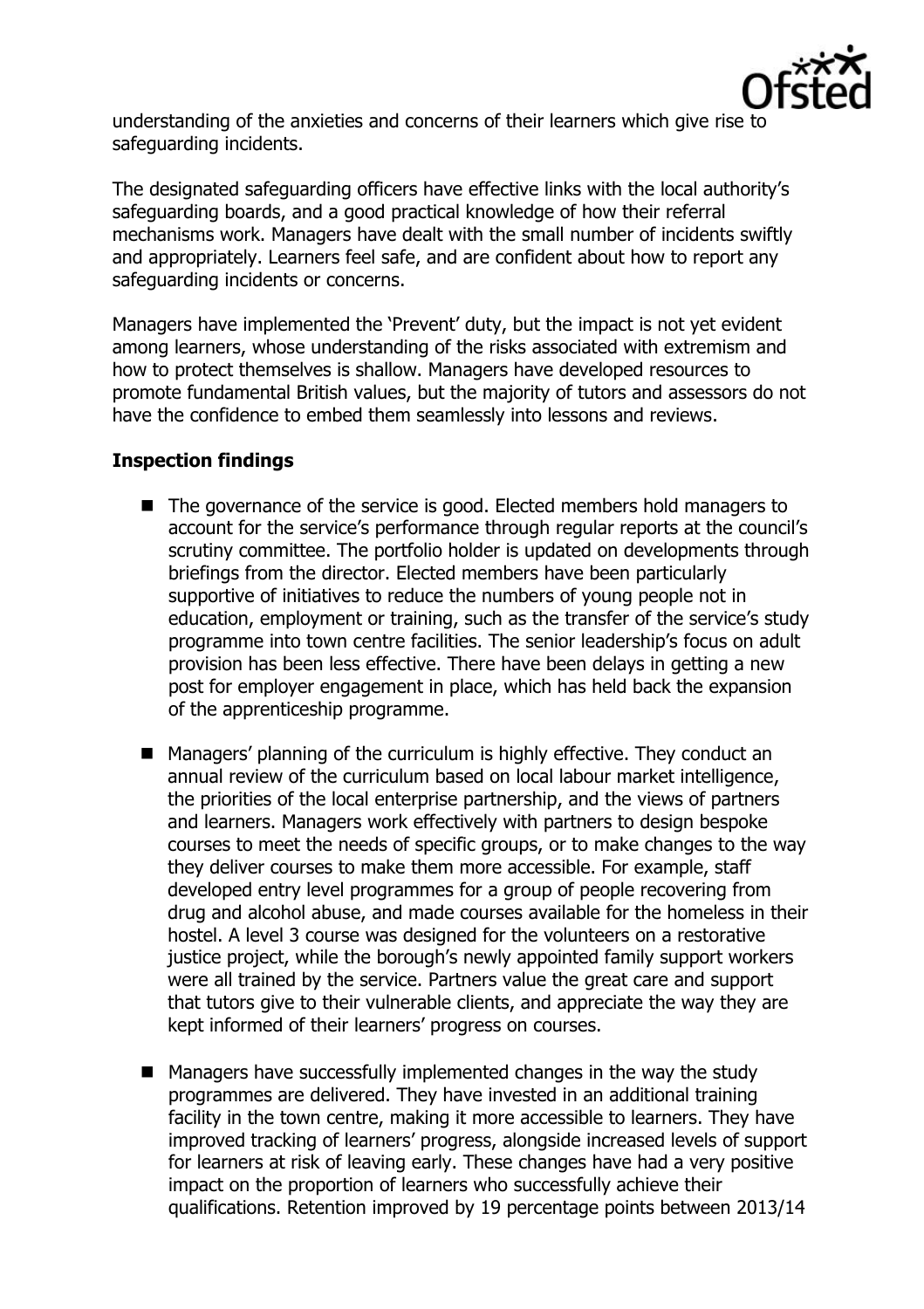understanding of the anxieties and concerns of their learners which give rise to safeguarding incidents.

The designated safeguarding officers have effective links with the local authority's safeguarding boards, and a good practical knowledge of how their referral mechanisms work. Managers have dealt with the small number of incidents swiftly and appropriately. Learners feel safe, and are confident about how to report any safeguarding incidents or concerns.

Managers have implemented the 'Prevent' duty, but the impact is not yet evident among learners, whose understanding of the risks associated with extremism and how to protect themselves is shallow. Managers have developed resources to promote fundamental British values, but the majority of tutors and assessors do not have the confidence to embed them seamlessly into lessons and reviews.

**Inspection findings**

- The governance of the service is good. Elected members hold managers to account for the service's performance through regular reports at the council's scrutiny committee. The portfolio holder is updated on developments through briefings from the director. Elected members have been particularly supportive of initiatives to reduce the numbers of young people not in education, employment or training, such as the transfer of the service's study programme into town centre facilities. The senior leadership's focus on adult provision has been less effective. There have been delays in getting a new post for employer engagement in place, which has held back the expansion of the apprenticeship programme.

- Managers' planning of the curriculum is highly effective. They conduct an annual review of the curriculum based on local labour market intelligence, the priorities of the local enterprise partnership, and the views of partners and learners. Managers work effectively with partners to design bespoke courses to meet the needs of specific groups, or to make changes to the way they deliver courses to make them more accessible. For example, staff developed entry level programmes for a group of people recovering from drug and alcohol abuse, and made courses available for the homeless in their hostel. A level 3 course was designed for the volunteers on a restorative justice project, while the borough's newly appointed family support workers were all trained by the service. Partners value the great care and support that tutors give to their vulnerable clients, and appreciate the way they are kept informed of their learners' progress on courses.

- Managers have successfully implemented changes in the way the study programmes are delivered. They have invested in an additional training facility in the town centre, making it more accessible to learners. They have improved tracking of learners' progress, alongside increased levels of support for learners at risk of leaving early. These changes have had a very positive impact on the proportion of learners who successfully achieve their qualifications. Retention improved by 19 percentage points between 2013/14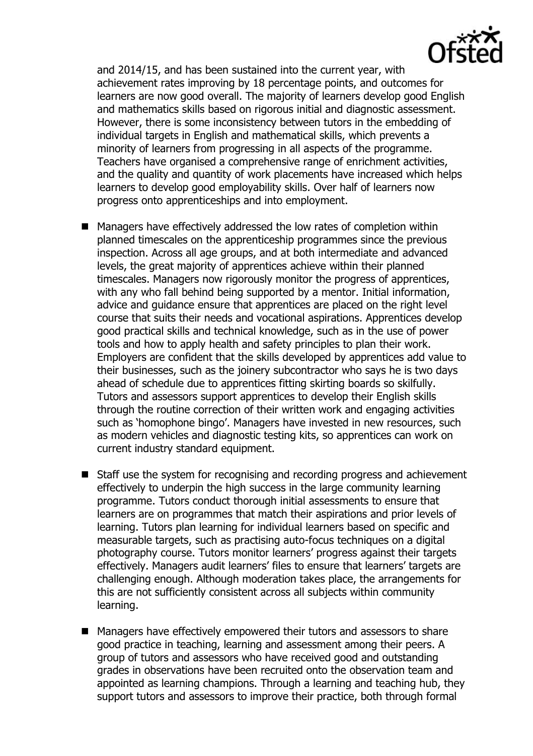and 2014/15, and has been sustained into the current year, with achievement rates improving by 18 percentage points, and outcomes for learners are now good overall. The majority of learners develop good English and mathematics skills based on rigorous initial and diagnostic assessment. However, there is some inconsistency between tutors in the embedding of individual targets in English and mathematical skills, which prevents a minority of learners from progressing in all aspects of the programme. Teachers have organised a comprehensive range of enrichment activities, and the quality and quantity of work placements have increased which helps learners to develop good employability skills. Over half of learners now progress onto apprenticeships and into employment.

- Managers have effectively addressed the low rates of completion within planned timescales on the apprenticeship programmes since the previous inspection. Across all age groups, and at both intermediate and advanced levels, the great majority of apprentices achieve within their planned timescales. Managers now rigorously monitor the progress of apprentices, with any who fall behind being supported by a mentor. Initial information, advice and guidance ensure that apprentices are placed on the right level course that suits their needs and vocational aspirations. Apprentices develop good practical skills and technical knowledge, such as in the use of power tools and how to apply health and safety principles to plan their work. Employers are confident that the skills developed by apprentices add value to their businesses, such as the joinery subcontractor who says he is two days ahead of schedule due to apprentices fitting skirting boards so skilfully. Tutors and assessors support apprentices to develop their English skills through the routine correction of their written work and engaging activities such as 'homophone bingo'. Managers have invested in new resources, such as modern vehicles and diagnostic testing kits, so apprentices can work on current industry standard equipment.

- Staff use the system for recognising and recording progress and achievement effectively to underpin the high success in the large community learning programme. Tutors conduct thorough initial assessments to ensure that learners are on programmes that match their aspirations and prior levels of learning. Tutors plan learning for individual learners based on specific and measurable targets, such as practising auto-focus techniques on a digital photography course. Tutors monitor learners' progress against their targets effectively. Managers audit learners' files to ensure that learners' targets are challenging enough. Although moderation takes place, the arrangements for this are not sufficiently consistent across all subjects within community learning.

- Managers have effectively empowered their tutors and assessors to share good practice in teaching, learning and assessment among their peers. A group of tutors and assessors who have received good and outstanding grades in observations have been recruited onto the observation team and appointed as learning champions. Through a learning and teaching hub, they support tutors and assessors to improve their practice, both through formal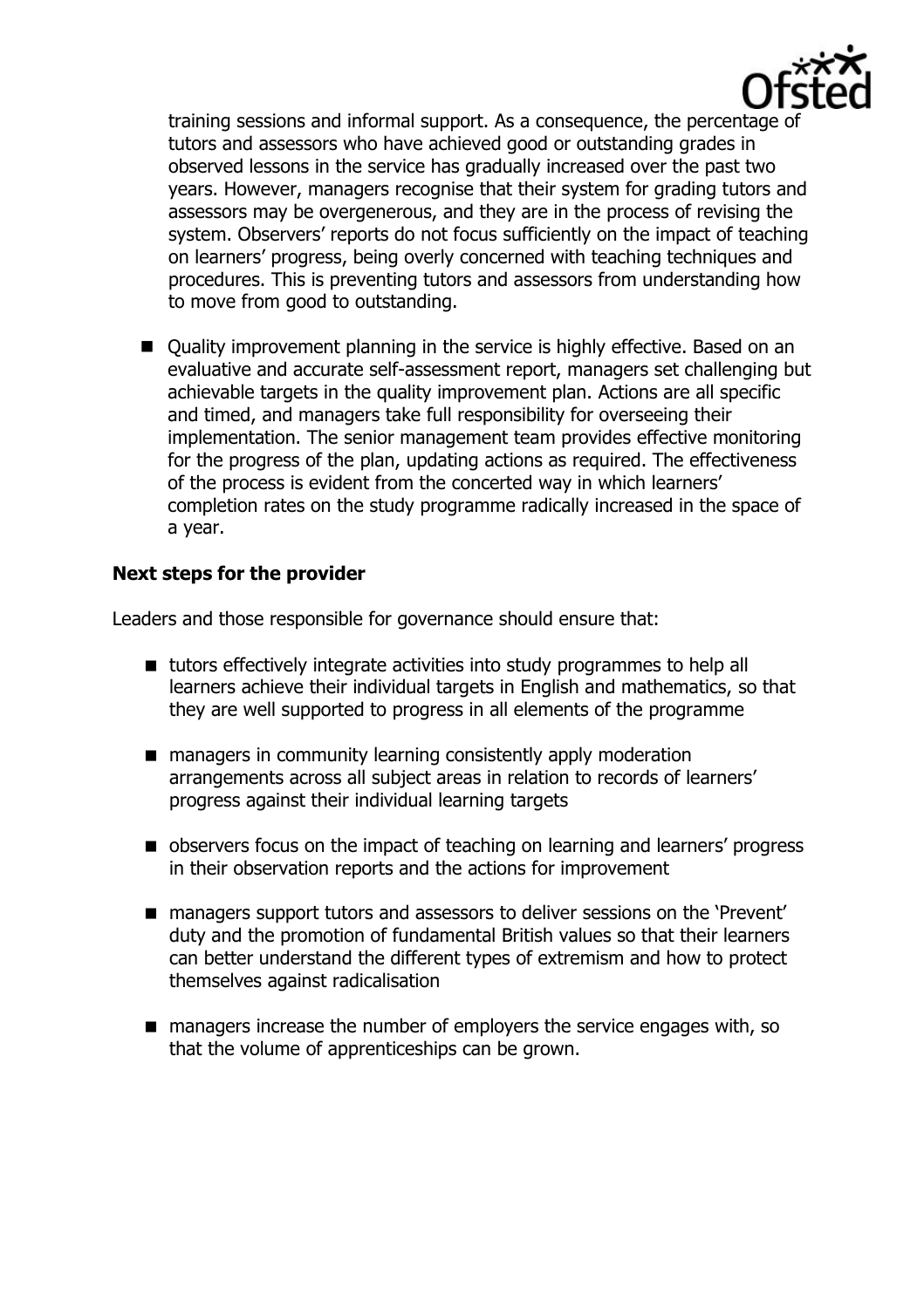training sessions and informal support. As a consequence, the percentage of tutors and assessors who have achieved good or outstanding grades in observed lessons in the service has gradually increased over the past two years. However, managers recognise that their system for grading tutors and assessors may be overgenerous, and they are in the process of revising the system. Observers' reports do not focus sufficiently on the impact of teaching on learners' progress, being overly concerned with teaching techniques and procedures. This is preventing tutors and assessors from understanding how to move from good to outstanding.

- Quality improvement planning in the service is highly effective. Based on an evaluative and accurate self-assessment report, managers set challenging but achievable targets in the quality improvement plan. Actions are all specific and timed, and managers take full responsibility for overseeing their implementation. The senior management team provides effective monitoring for the progress of the plan, updating actions as required. The effectiveness of the process is evident from the concerted way in which learners' completion rates on the study programme radically increased in the space of a year.

## Next steps for the provider

Leaders and those responsible for governance should ensure that:

- tutors effectively integrate activities into study programmes to help all learners achieve their individual targets in English and mathematics, so that they are well supported to progress in all elements of the programme
- managers in community learning consistently apply moderation arrangements across all subject areas in relation to records of learners' progress against their individual learning targets
- observers focus on the impact of teaching on learning and learners' progress in their observation reports and the actions for improvement
- managers support tutors and assessors to deliver sessions on the 'Prevent' duty and the promotion of fundamental British values so that their learners can better understand the different types of extremism and how to protect themselves against radicalisation
- managers increase the number of employers the service engages with, so that the volume of apprenticeships can be grown.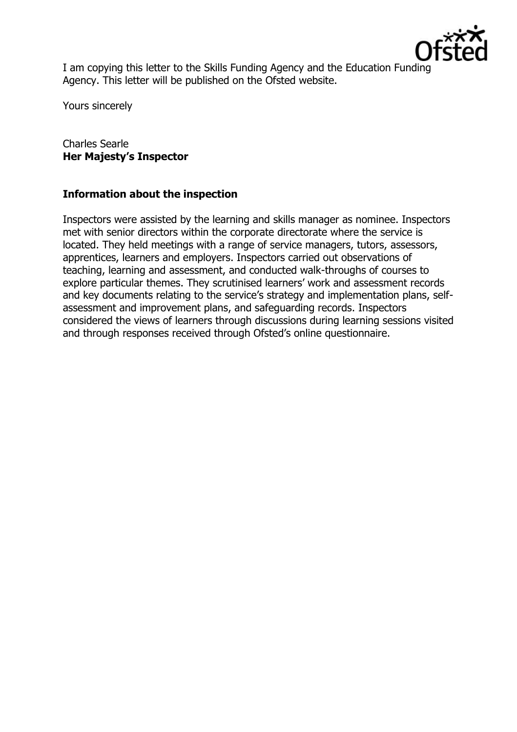I am copying this letter to the Skills Funding Agency and the Education Funding Agency. This letter will be published on the Ofsted website.

Yours sincerely

Charles Searle
**Her Majesty's Inspector**

## Information about the inspection

Inspectors were assisted by the learning and skills manager as nominee. Inspectors met with senior directors within the corporate directorate where the service is located. They held meetings with a range of service managers, tutors, assessors, apprentices, learners and employers. Inspectors carried out observations of teaching, learning and assessment, and conducted walk-throughs of courses to explore particular themes. They scrutinised learners' work and assessment records and key documents relating to the service's strategy and implementation plans, self-assessment and improvement plans, and safeguarding records. Inspectors considered the views of learners through discussions during learning sessions visited and through responses received through Ofsted's online questionnaire.